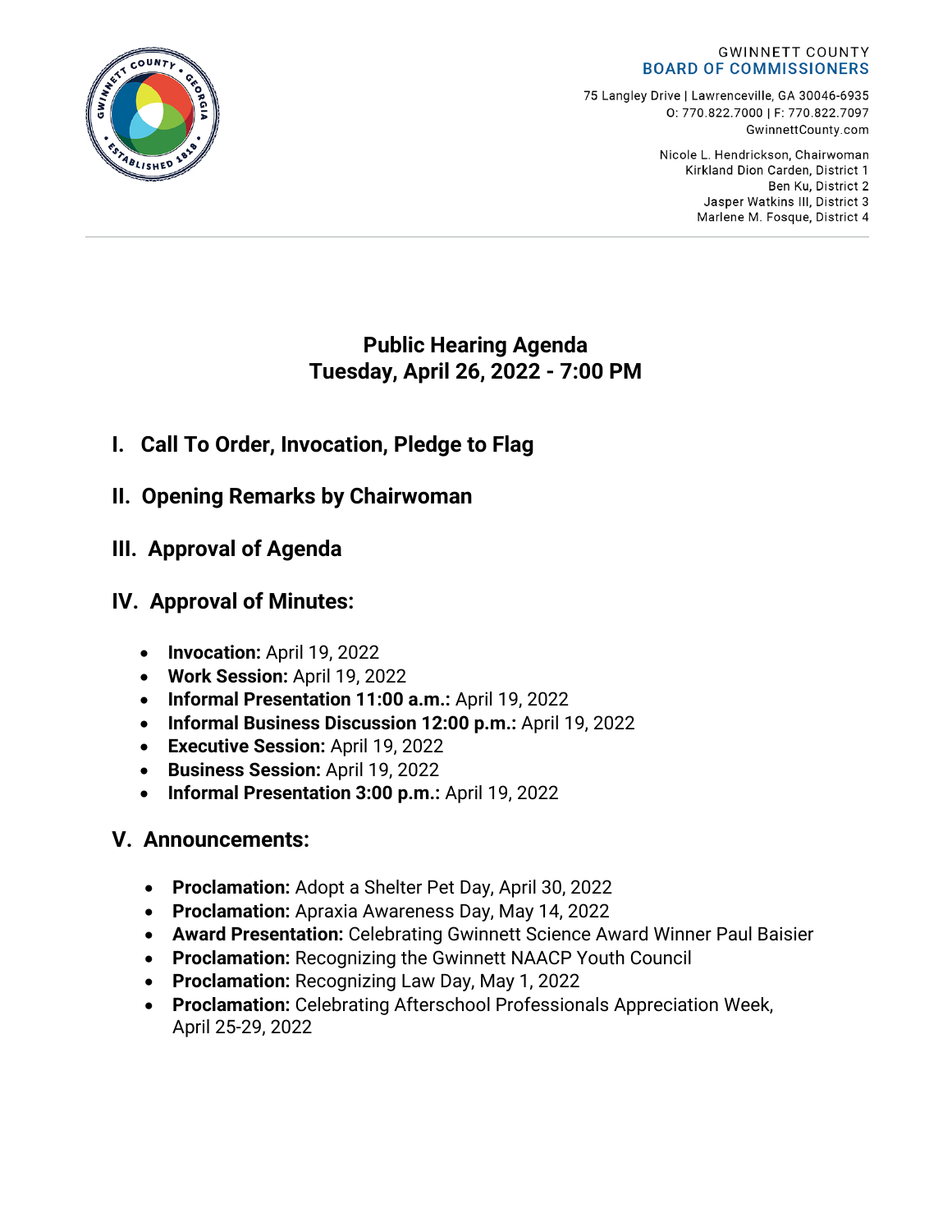GWINNETT COUNTY
BOARD OF COMMISSIONERS

75 Langley Drive | Lawrenceville, GA 30046-6935
O: 770.822.7000 | F: 770.822.7097
GwinnettCounty.com

Nicole L. Hendrickson, Chairwoman
Kirkland Dion Carden, District 1
Ben Ku, District 2
Jasper Watkins III, District 3
Marlene M. Fosque, District 4

# Public Hearing Agenda
# Tuesday, April 26, 2022 - 7:00 PM

## I. Call To Order, Invocation, Pledge to Flag

## II. Opening Remarks by Chairwoman

## III. Approval of Agenda

## IV. Approval of Minutes:

- **Invocation:** April 19, 2022
- **Work Session:** April 19, 2022
- **Informal Presentation 11:00 a.m.:** April 19, 2022
- **Informal Business Discussion 12:00 p.m.:** April 19, 2022
- **Executive Session:** April 19, 2022
- **Business Session:** April 19, 2022
- **Informal Presentation 3:00 p.m.:** April 19, 2022

## V. Announcements:

- **Proclamation:** Adopt a Shelter Pet Day, April 30, 2022
- **Proclamation:** Apraxia Awareness Day, May 14, 2022
- **Award Presentation:** Celebrating Gwinnett Science Award Winner Paul Baisier
- **Proclamation:** Recognizing the Gwinnett NAACP Youth Council
- **Proclamation:** Recognizing Law Day, May 1, 2022
- **Proclamation:** Celebrating Afterschool Professionals Appreciation Week, April 25-29, 2022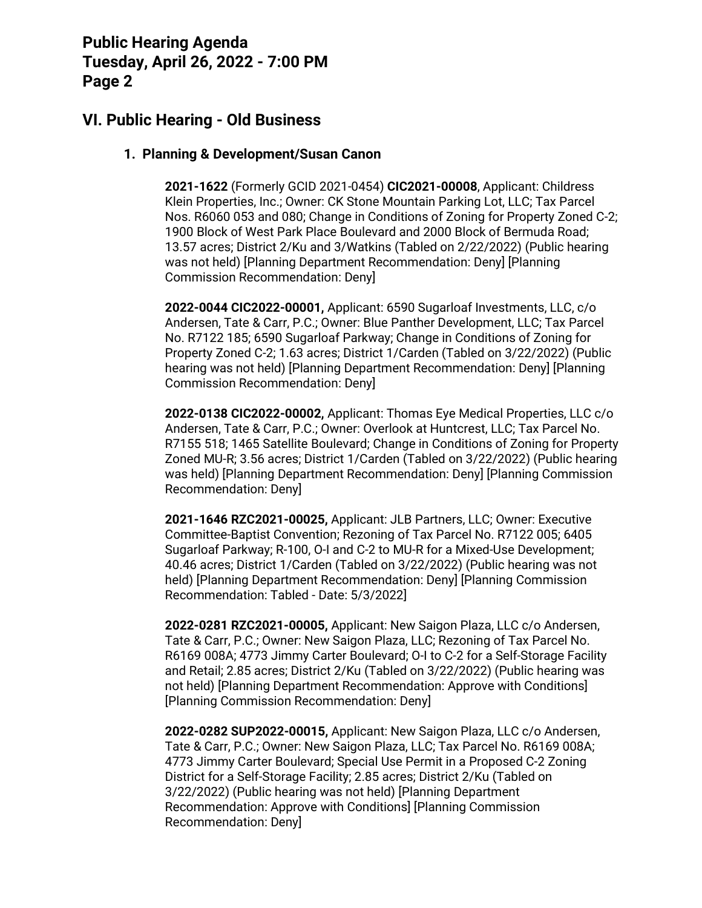## VI. Public Hearing - Old Business

### 1. Planning & Development/Susan Canon

**2021-1622** (Formerly GCID 2021-0454) **CIC2021-00008**, Applicant: Childress Klein Properties, Inc.; Owner: CK Stone Mountain Parking Lot, LLC; Tax Parcel Nos. R6060 053 and 080; Change in Conditions of Zoning for Property Zoned C-2; 1900 Block of West Park Place Boulevard and 2000 Block of Bermuda Road; 13.57 acres; District 2/Ku and 3/Watkins (Tabled on 2/22/2022) (Public hearing was not held) [Planning Department Recommendation: Deny] [Planning Commission Recommendation: Deny]

**2022-0044 CIC2022-00001,** Applicant: 6590 Sugarloaf Investments, LLC, c/o Andersen, Tate & Carr, P.C.; Owner: Blue Panther Development, LLC; Tax Parcel No. R7122 185; 6590 Sugarloaf Parkway; Change in Conditions of Zoning for Property Zoned C-2; 1.63 acres; District 1/Carden (Tabled on 3/22/2022) (Public hearing was not held) [Planning Department Recommendation: Deny] [Planning Commission Recommendation: Deny]

**2022-0138 CIC2022-00002,** Applicant: Thomas Eye Medical Properties, LLC c/o Andersen, Tate & Carr, P.C.; Owner: Overlook at Huntcrest, LLC; Tax Parcel No. R7155 518; 1465 Satellite Boulevard; Change in Conditions of Zoning for Property Zoned MU-R; 3.56 acres; District 1/Carden (Tabled on 3/22/2022) (Public hearing was held) [Planning Department Recommendation: Deny] [Planning Commission Recommendation: Deny]

**2021-1646 RZC2021-00025,** Applicant: JLB Partners, LLC; Owner: Executive Committee-Baptist Convention; Rezoning of Tax Parcel No. R7122 005; 6405 Sugarloaf Parkway; R-100, O-I and C-2 to MU-R for a Mixed-Use Development; 40.46 acres; District 1/Carden (Tabled on 3/22/2022) (Public hearing was not held) [Planning Department Recommendation: Deny] [Planning Commission Recommendation: Tabled - Date: 5/3/2022]

**2022-0281 RZC2021-00005,** Applicant: New Saigon Plaza, LLC c/o Andersen, Tate & Carr, P.C.; Owner: New Saigon Plaza, LLC; Rezoning of Tax Parcel No. R6169 008A; 4773 Jimmy Carter Boulevard; O-I to C-2 for a Self-Storage Facility and Retail; 2.85 acres; District 2/Ku (Tabled on 3/22/2022) (Public hearing was not held) [Planning Department Recommendation: Approve with Conditions] [Planning Commission Recommendation: Deny]

**2022-0282 SUP2022-00015,** Applicant: New Saigon Plaza, LLC c/o Andersen, Tate & Carr, P.C.; Owner: New Saigon Plaza, LLC; Tax Parcel No. R6169 008A; 4773 Jimmy Carter Boulevard; Special Use Permit in a Proposed C-2 Zoning District for a Self-Storage Facility; 2.85 acres; District 2/Ku (Tabled on 3/22/2022) (Public hearing was not held) [Planning Department Recommendation: Approve with Conditions] [Planning Commission Recommendation: Deny]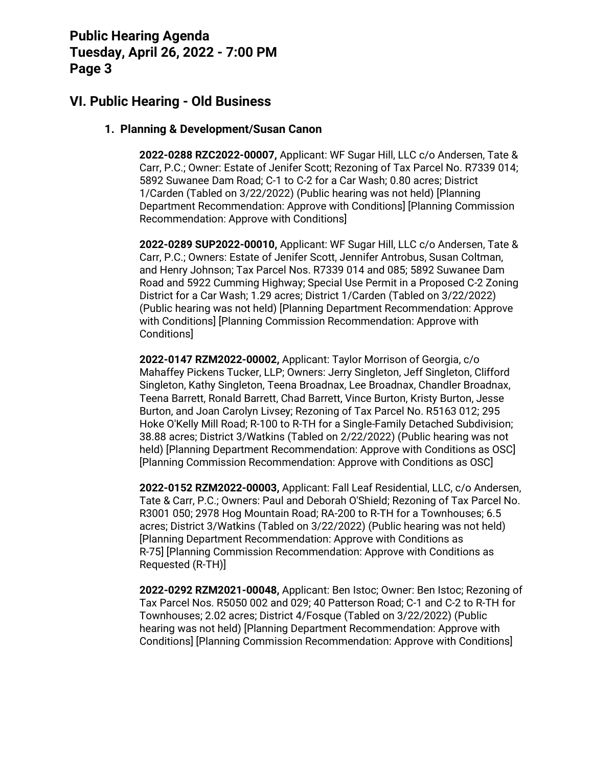## VI. Public Hearing - Old Business

### 1. Planning & Development/Susan Canon

**2022-0288 RZC2022-00007,** Applicant: WF Sugar Hill, LLC c/o Andersen, Tate & Carr, P.C.; Owner: Estate of Jenifer Scott; Rezoning of Tax Parcel No. R7339 014; 5892 Suwanee Dam Road; C-1 to C-2 for a Car Wash; 0.80 acres; District 1/Carden (Tabled on 3/22/2022) (Public hearing was not held) [Planning Department Recommendation: Approve with Conditions] [Planning Commission Recommendation: Approve with Conditions]

**2022-0289 SUP2022-00010,** Applicant: WF Sugar Hill, LLC c/o Andersen, Tate & Carr, P.C.; Owners: Estate of Jenifer Scott, Jennifer Antrobus, Susan Coltman, and Henry Johnson; Tax Parcel Nos. R7339 014 and 085; 5892 Suwanee Dam Road and 5922 Cumming Highway; Special Use Permit in a Proposed C-2 Zoning District for a Car Wash; 1.29 acres; District 1/Carden (Tabled on 3/22/2022) (Public hearing was not held) [Planning Department Recommendation: Approve with Conditions] [Planning Commission Recommendation: Approve with Conditions]

**2022-0147 RZM2022-00002,** Applicant: Taylor Morrison of Georgia, c/o Mahaffey Pickens Tucker, LLP; Owners: Jerry Singleton, Jeff Singleton, Clifford Singleton, Kathy Singleton, Teena Broadnax, Lee Broadnax, Chandler Broadnax, Teena Barrett, Ronald Barrett, Chad Barrett, Vince Burton, Kristy Burton, Jesse Burton, and Joan Carolyn Livsey; Rezoning of Tax Parcel No. R5163 012; 295 Hoke O'Kelly Mill Road; R-100 to R-TH for a Single-Family Detached Subdivision; 38.88 acres; District 3/Watkins (Tabled on 2/22/2022) (Public hearing was not held) [Planning Department Recommendation: Approve with Conditions as OSC] [Planning Commission Recommendation: Approve with Conditions as OSC]

**2022-0152 RZM2022-00003,** Applicant: Fall Leaf Residential, LLC, c/o Andersen, Tate & Carr, P.C.; Owners: Paul and Deborah O'Shield; Rezoning of Tax Parcel No. R3001 050; 2978 Hog Mountain Road; RA-200 to R-TH for a Townhouses; 6.5 acres; District 3/Watkins (Tabled on 3/22/2022) (Public hearing was not held) [Planning Department Recommendation: Approve with Conditions as R-75] [Planning Commission Recommendation: Approve with Conditions as Requested (R-TH)]

**2022-0292 RZM2021-00048,** Applicant: Ben Istoc; Owner: Ben Istoc; Rezoning of Tax Parcel Nos. R5050 002 and 029; 40 Patterson Road; C-1 and C-2 to R-TH for Townhouses; 2.02 acres; District 4/Fosque (Tabled on 3/22/2022) (Public hearing was not held) [Planning Department Recommendation: Approve with Conditions] [Planning Commission Recommendation: Approve with Conditions]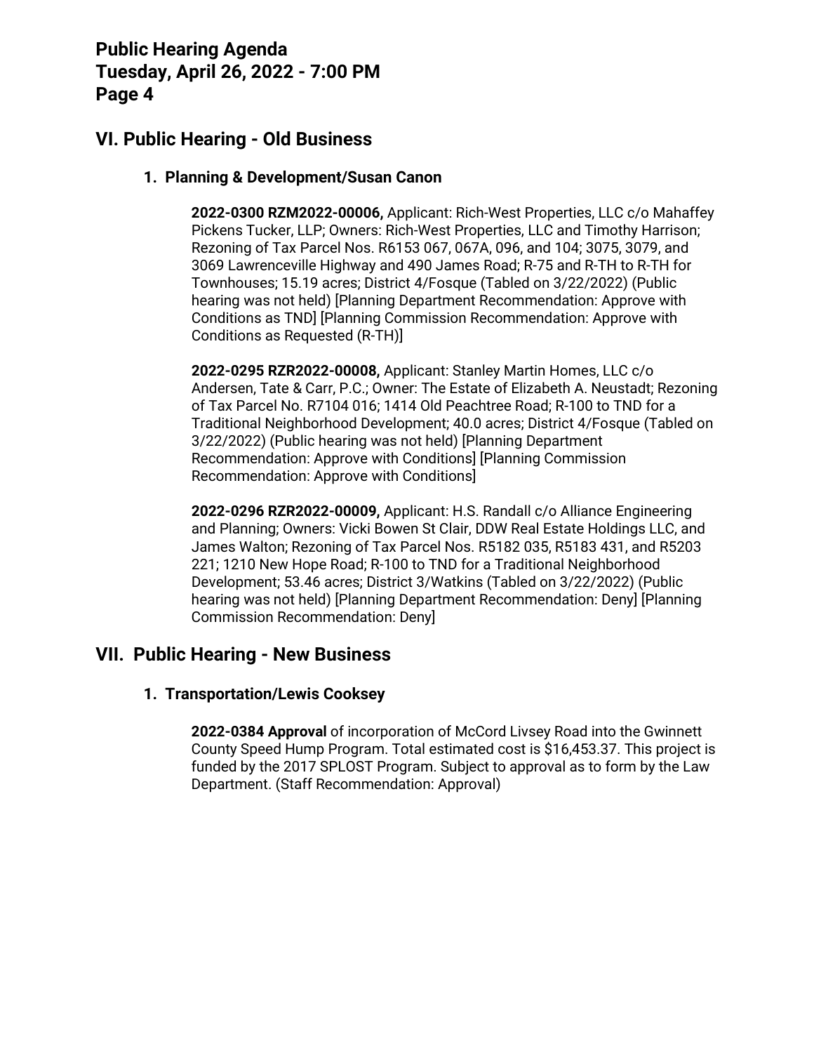## VI. Public Hearing - Old Business

### 1. Planning & Development/Susan Canon

**2022-0300 RZM2022-00006,** Applicant: Rich-West Properties, LLC c/o Mahaffey Pickens Tucker, LLP; Owners: Rich-West Properties, LLC and Timothy Harrison; Rezoning of Tax Parcel Nos. R6153 067, 067A, 096, and 104; 3075, 3079, and 3069 Lawrenceville Highway and 490 James Road; R-75 and R-TH to R-TH for Townhouses; 15.19 acres; District 4/Fosque (Tabled on 3/22/2022) (Public hearing was not held) [Planning Department Recommendation: Approve with Conditions as TND] [Planning Commission Recommendation: Approve with Conditions as Requested (R-TH)]

**2022-0295 RZR2022-00008,** Applicant: Stanley Martin Homes, LLC c/o Andersen, Tate & Carr, P.C.; Owner: The Estate of Elizabeth A. Neustadt; Rezoning of Tax Parcel No. R7104 016; 1414 Old Peachtree Road; R-100 to TND for a Traditional Neighborhood Development; 40.0 acres; District 4/Fosque (Tabled on 3/22/2022) (Public hearing was not held) [Planning Department Recommendation: Approve with Conditions] [Planning Commission Recommendation: Approve with Conditions]

**2022-0296 RZR2022-00009,** Applicant: H.S. Randall c/o Alliance Engineering and Planning; Owners: Vicki Bowen St Clair, DDW Real Estate Holdings LLC, and James Walton; Rezoning of Tax Parcel Nos. R5182 035, R5183 431, and R5203 221; 1210 New Hope Road; R-100 to TND for a Traditional Neighborhood Development; 53.46 acres; District 3/Watkins (Tabled on 3/22/2022) (Public hearing was not held) [Planning Department Recommendation: Deny] [Planning Commission Recommendation: Deny]

## VII. Public Hearing - New Business

### 1. Transportation/Lewis Cooksey

**2022-0384 Approval** of incorporation of McCord Livsey Road into the Gwinnett County Speed Hump Program. Total estimated cost is $16,453.37. This project is funded by the 2017 SPLOST Program. Subject to approval as to form by the Law Department. (Staff Recommendation: Approval)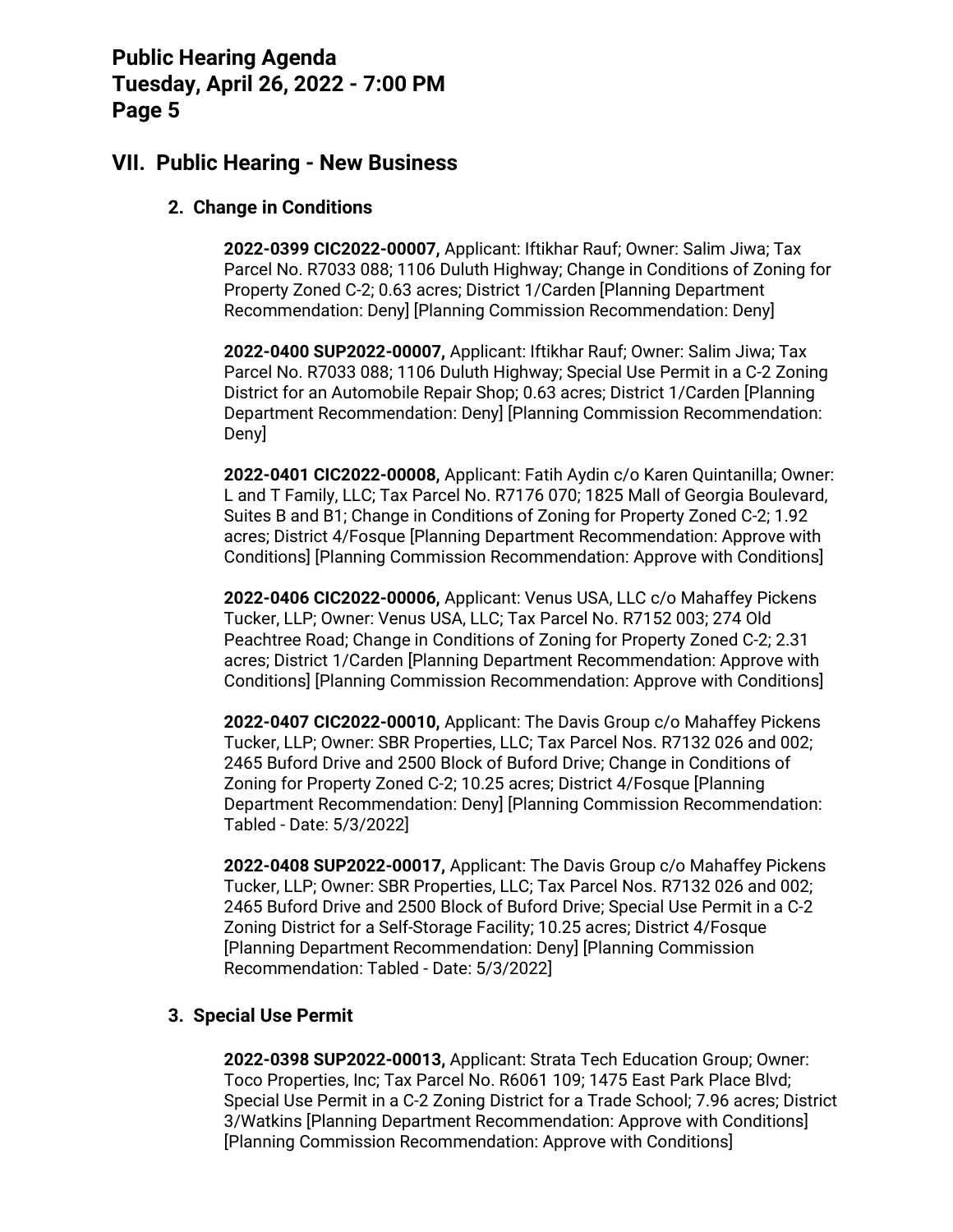## VII. Public Hearing - New Business

### 2. Change in Conditions

**2022-0399 CIC2022-00007,** Applicant: Iftikhar Rauf; Owner: Salim Jiwa; Tax Parcel No. R7033 088; 1106 Duluth Highway; Change in Conditions of Zoning for Property Zoned C-2; 0.63 acres; District 1/Carden [Planning Department Recommendation: Deny] [Planning Commission Recommendation: Deny]

**2022-0400 SUP2022-00007,** Applicant: Iftikhar Rauf; Owner: Salim Jiwa; Tax Parcel No. R7033 088; 1106 Duluth Highway; Special Use Permit in a C-2 Zoning District for an Automobile Repair Shop; 0.63 acres; District 1/Carden [Planning Department Recommendation: Deny] [Planning Commission Recommendation: Deny]

**2022-0401 CIC2022-00008,** Applicant: Fatih Aydin c/o Karen Quintanilla; Owner: L and T Family, LLC; Tax Parcel No. R7176 070; 1825 Mall of Georgia Boulevard, Suites B and B1; Change in Conditions of Zoning for Property Zoned C-2; 1.92 acres; District 4/Fosque [Planning Department Recommendation: Approve with Conditions] [Planning Commission Recommendation: Approve with Conditions]

**2022-0406 CIC2022-00006,** Applicant: Venus USA, LLC c/o Mahaffey Pickens Tucker, LLP; Owner: Venus USA, LLC; Tax Parcel No. R7152 003; 274 Old Peachtree Road; Change in Conditions of Zoning for Property Zoned C-2; 2.31 acres; District 1/Carden [Planning Department Recommendation: Approve with Conditions] [Planning Commission Recommendation: Approve with Conditions]

**2022-0407 CIC2022-00010,** Applicant: The Davis Group c/o Mahaffey Pickens Tucker, LLP; Owner: SBR Properties, LLC; Tax Parcel Nos. R7132 026 and 002; 2465 Buford Drive and 2500 Block of Buford Drive; Change in Conditions of Zoning for Property Zoned C-2; 10.25 acres; District 4/Fosque [Planning Department Recommendation: Deny] [Planning Commission Recommendation: Tabled - Date: 5/3/2022]

**2022-0408 SUP2022-00017,** Applicant: The Davis Group c/o Mahaffey Pickens Tucker, LLP; Owner: SBR Properties, LLC; Tax Parcel Nos. R7132 026 and 002; 2465 Buford Drive and 2500 Block of Buford Drive; Special Use Permit in a C-2 Zoning District for a Self-Storage Facility; 10.25 acres; District 4/Fosque [Planning Department Recommendation: Deny] [Planning Commission Recommendation: Tabled - Date: 5/3/2022]

### 3. Special Use Permit

**2022-0398 SUP2022-00013,** Applicant: Strata Tech Education Group; Owner: Toco Properties, Inc; Tax Parcel No. R6061 109; 1475 East Park Place Blvd; Special Use Permit in a C-2 Zoning District for a Trade School; 7.96 acres; District 3/Watkins [Planning Department Recommendation: Approve with Conditions] [Planning Commission Recommendation: Approve with Conditions]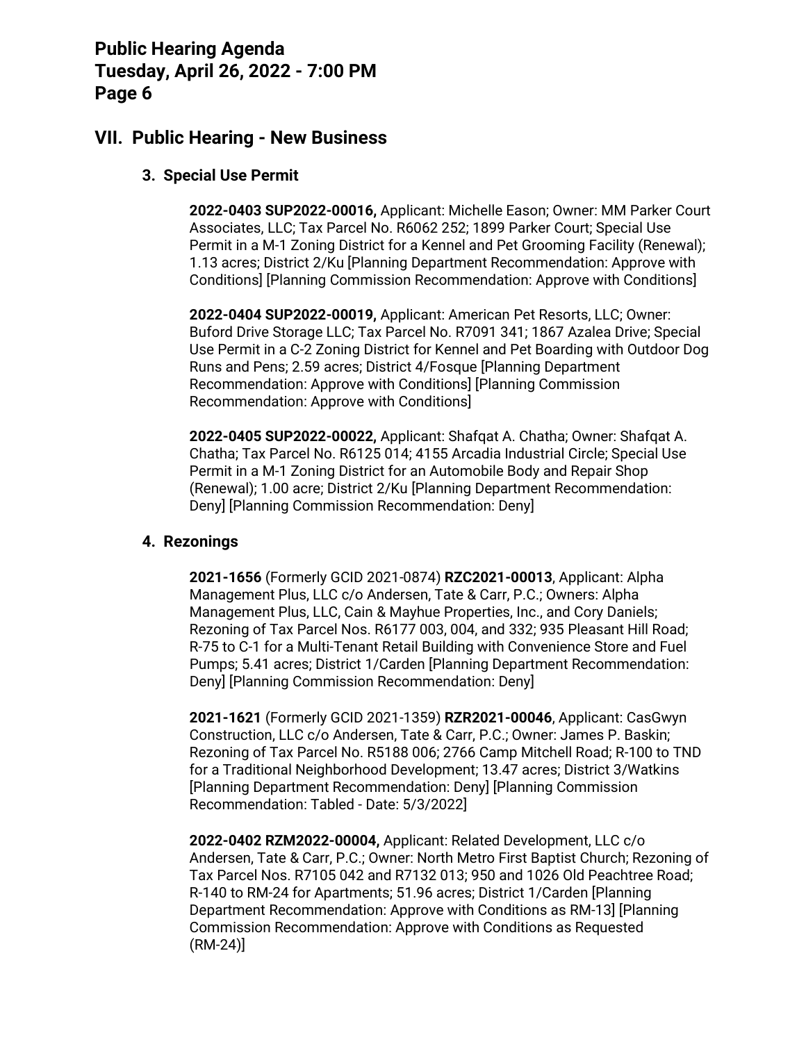## VII. Public Hearing - New Business

### 3. Special Use Permit

**2022-0403 SUP2022-00016,** Applicant: Michelle Eason; Owner: MM Parker Court Associates, LLC; Tax Parcel No. R6062 252; 1899 Parker Court; Special Use Permit in a M-1 Zoning District for a Kennel and Pet Grooming Facility (Renewal); 1.13 acres; District 2/Ku [Planning Department Recommendation: Approve with Conditions] [Planning Commission Recommendation: Approve with Conditions]

**2022-0404 SUP2022-00019,** Applicant: American Pet Resorts, LLC; Owner: Buford Drive Storage LLC; Tax Parcel No. R7091 341; 1867 Azalea Drive; Special Use Permit in a C-2 Zoning District for Kennel and Pet Boarding with Outdoor Dog Runs and Pens; 2.59 acres; District 4/Fosque [Planning Department Recommendation: Approve with Conditions] [Planning Commission Recommendation: Approve with Conditions]

**2022-0405 SUP2022-00022,** Applicant: Shafqat A. Chatha; Owner: Shafqat A. Chatha; Tax Parcel No. R6125 014; 4155 Arcadia Industrial Circle; Special Use Permit in a M-1 Zoning District for an Automobile Body and Repair Shop (Renewal); 1.00 acre; District 2/Ku [Planning Department Recommendation: Deny] [Planning Commission Recommendation: Deny]

### 4. Rezonings

**2021-1656** (Formerly GCID 2021-0874) **RZC2021-00013**, Applicant: Alpha Management Plus, LLC c/o Andersen, Tate & Carr, P.C.; Owners: Alpha Management Plus, LLC, Cain & Mayhue Properties, Inc., and Cory Daniels; Rezoning of Tax Parcel Nos. R6177 003, 004, and 332; 935 Pleasant Hill Road; R-75 to C-1 for a Multi-Tenant Retail Building with Convenience Store and Fuel Pumps; 5.41 acres; District 1/Carden [Planning Department Recommendation: Deny] [Planning Commission Recommendation: Deny]

**2021-1621** (Formerly GCID 2021-1359) **RZR2021-00046**, Applicant: CasGwyn Construction, LLC c/o Andersen, Tate & Carr, P.C.; Owner: James P. Baskin; Rezoning of Tax Parcel No. R5188 006; 2766 Camp Mitchell Road; R-100 to TND for a Traditional Neighborhood Development; 13.47 acres; District 3/Watkins [Planning Department Recommendation: Deny] [Planning Commission Recommendation: Tabled - Date: 5/3/2022]

**2022-0402 RZM2022-00004,** Applicant: Related Development, LLC c/o Andersen, Tate & Carr, P.C.; Owner: North Metro First Baptist Church; Rezoning of Tax Parcel Nos. R7105 042 and R7132 013; 950 and 1026 Old Peachtree Road; R-140 to RM-24 for Apartments; 51.96 acres; District 1/Carden [Planning Department Recommendation: Approve with Conditions as RM-13] [Planning Commission Recommendation: Approve with Conditions as Requested (RM-24)]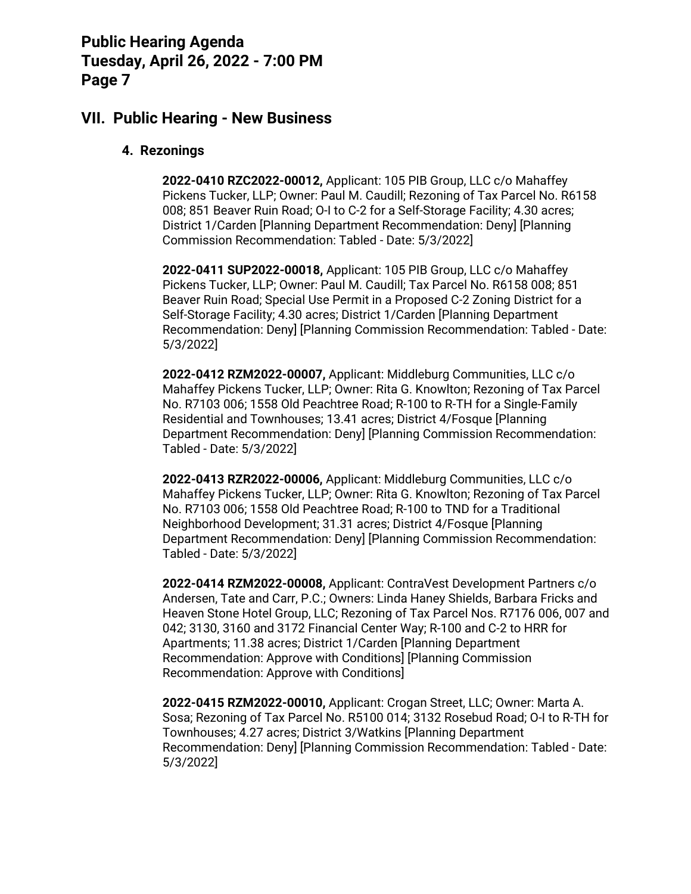## VII. Public Hearing - New Business

### 4. Rezonings

**2022-0410 RZC2022-00012,** Applicant: 105 PIB Group, LLC c/o Mahaffey Pickens Tucker, LLP; Owner: Paul M. Caudill; Rezoning of Tax Parcel No. R6158 008; 851 Beaver Ruin Road; O-I to C-2 for a Self-Storage Facility; 4.30 acres; District 1/Carden [Planning Department Recommendation: Deny] [Planning Commission Recommendation: Tabled - Date: 5/3/2022]

**2022-0411 SUP2022-00018,** Applicant: 105 PIB Group, LLC c/o Mahaffey Pickens Tucker, LLP; Owner: Paul M. Caudill; Tax Parcel No. R6158 008; 851 Beaver Ruin Road; Special Use Permit in a Proposed C-2 Zoning District for a Self-Storage Facility; 4.30 acres; District 1/Carden [Planning Department Recommendation: Deny] [Planning Commission Recommendation: Tabled - Date: 5/3/2022]

**2022-0412 RZM2022-00007,** Applicant: Middleburg Communities, LLC c/o Mahaffey Pickens Tucker, LLP; Owner: Rita G. Knowlton; Rezoning of Tax Parcel No. R7103 006; 1558 Old Peachtree Road; R-100 to R-TH for a Single-Family Residential and Townhouses; 13.41 acres; District 4/Fosque [Planning Department Recommendation: Deny] [Planning Commission Recommendation: Tabled - Date: 5/3/2022]

**2022-0413 RZR2022-00006,** Applicant: Middleburg Communities, LLC c/o Mahaffey Pickens Tucker, LLP; Owner: Rita G. Knowlton; Rezoning of Tax Parcel No. R7103 006; 1558 Old Peachtree Road; R-100 to TND for a Traditional Neighborhood Development; 31.31 acres; District 4/Fosque [Planning Department Recommendation: Deny] [Planning Commission Recommendation: Tabled - Date: 5/3/2022]

**2022-0414 RZM2022-00008,** Applicant: ContraVest Development Partners c/o Andersen, Tate and Carr, P.C.; Owners: Linda Haney Shields, Barbara Fricks and Heaven Stone Hotel Group, LLC; Rezoning of Tax Parcel Nos. R7176 006, 007 and 042; 3130, 3160 and 3172 Financial Center Way; R-100 and C-2 to HRR for Apartments; 11.38 acres; District 1/Carden [Planning Department Recommendation: Approve with Conditions] [Planning Commission Recommendation: Approve with Conditions]

**2022-0415 RZM2022-00010,** Applicant: Crogan Street, LLC; Owner: Marta A. Sosa; Rezoning of Tax Parcel No. R5100 014; 3132 Rosebud Road; O-I to R-TH for Townhouses; 4.27 acres; District 3/Watkins [Planning Department Recommendation: Deny] [Planning Commission Recommendation: Tabled - Date: 5/3/2022]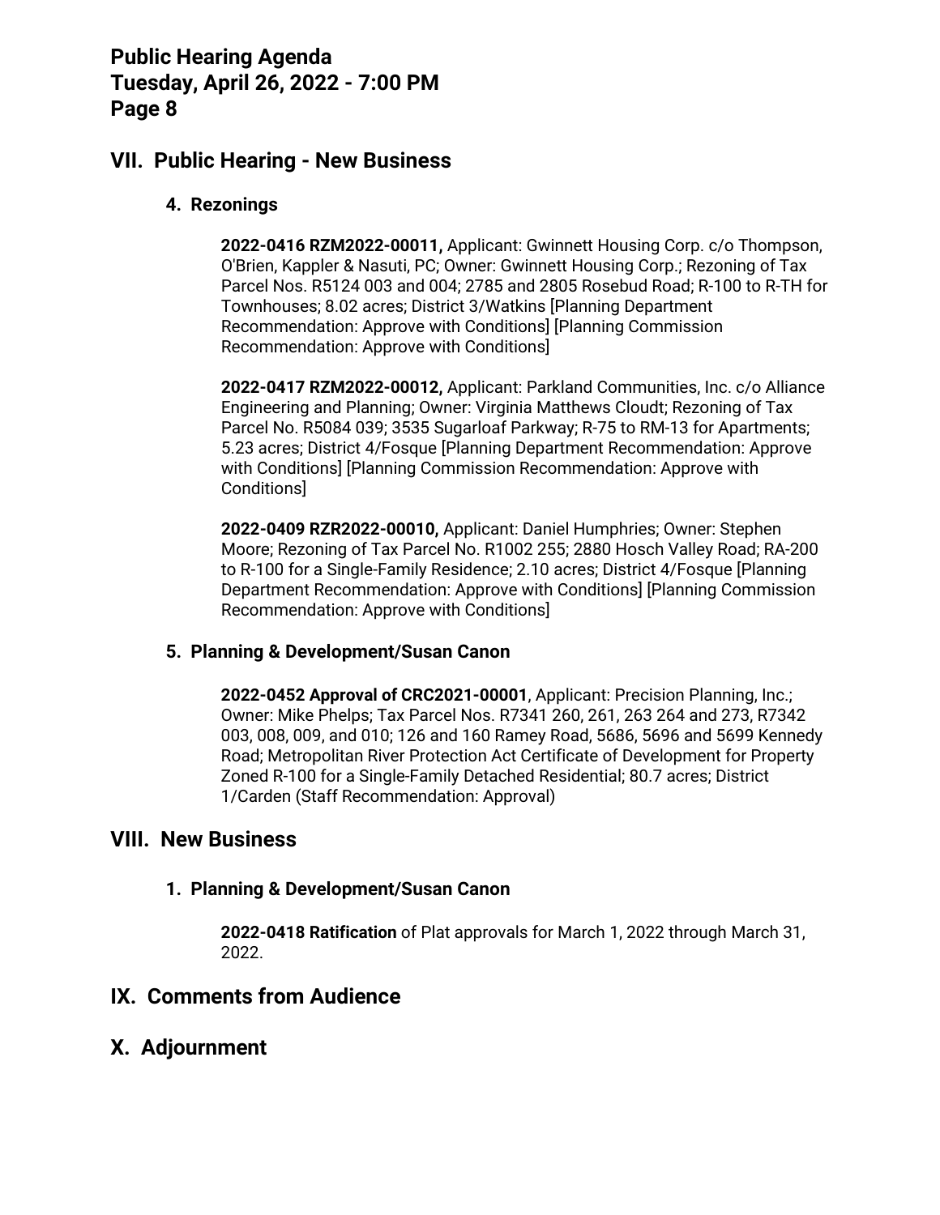## VII. Public Hearing - New Business

### 4. Rezonings

**2022-0416 RZM2022-00011,** Applicant: Gwinnett Housing Corp. c/o Thompson, O'Brien, Kappler & Nasuti, PC; Owner: Gwinnett Housing Corp.; Rezoning of Tax Parcel Nos. R5124 003 and 004; 2785 and 2805 Rosebud Road; R-100 to R-TH for Townhouses; 8.02 acres; District 3/Watkins [Planning Department Recommendation: Approve with Conditions] [Planning Commission Recommendation: Approve with Conditions]

**2022-0417 RZM2022-00012,** Applicant: Parkland Communities, Inc. c/o Alliance Engineering and Planning; Owner: Virginia Matthews Cloudt; Rezoning of Tax Parcel No. R5084 039; 3535 Sugarloaf Parkway; R-75 to RM-13 for Apartments; 5.23 acres; District 4/Fosque [Planning Department Recommendation: Approve with Conditions] [Planning Commission Recommendation: Approve with Conditions]

**2022-0409 RZR2022-00010,** Applicant: Daniel Humphries; Owner: Stephen Moore; Rezoning of Tax Parcel No. R1002 255; 2880 Hosch Valley Road; RA-200 to R-100 for a Single-Family Residence; 2.10 acres; District 4/Fosque [Planning Department Recommendation: Approve with Conditions] [Planning Commission Recommendation: Approve with Conditions]

### 5. Planning & Development/Susan Canon

**2022-0452 Approval of CRC2021-00001**, Applicant: Precision Planning, Inc.; Owner: Mike Phelps; Tax Parcel Nos. R7341 260, 261, 263 264 and 273, R7342 003, 008, 009, and 010; 126 and 160 Ramey Road, 5686, 5696 and 5699 Kennedy Road; Metropolitan River Protection Act Certificate of Development for Property Zoned R-100 for a Single-Family Detached Residential; 80.7 acres; District 1/Carden (Staff Recommendation: Approval)

## VIII. New Business

### 1. Planning & Development/Susan Canon

**2022-0418 Ratification** of Plat approvals for March 1, 2022 through March 31, 2022.

## IX. Comments from Audience

## X. Adjournment